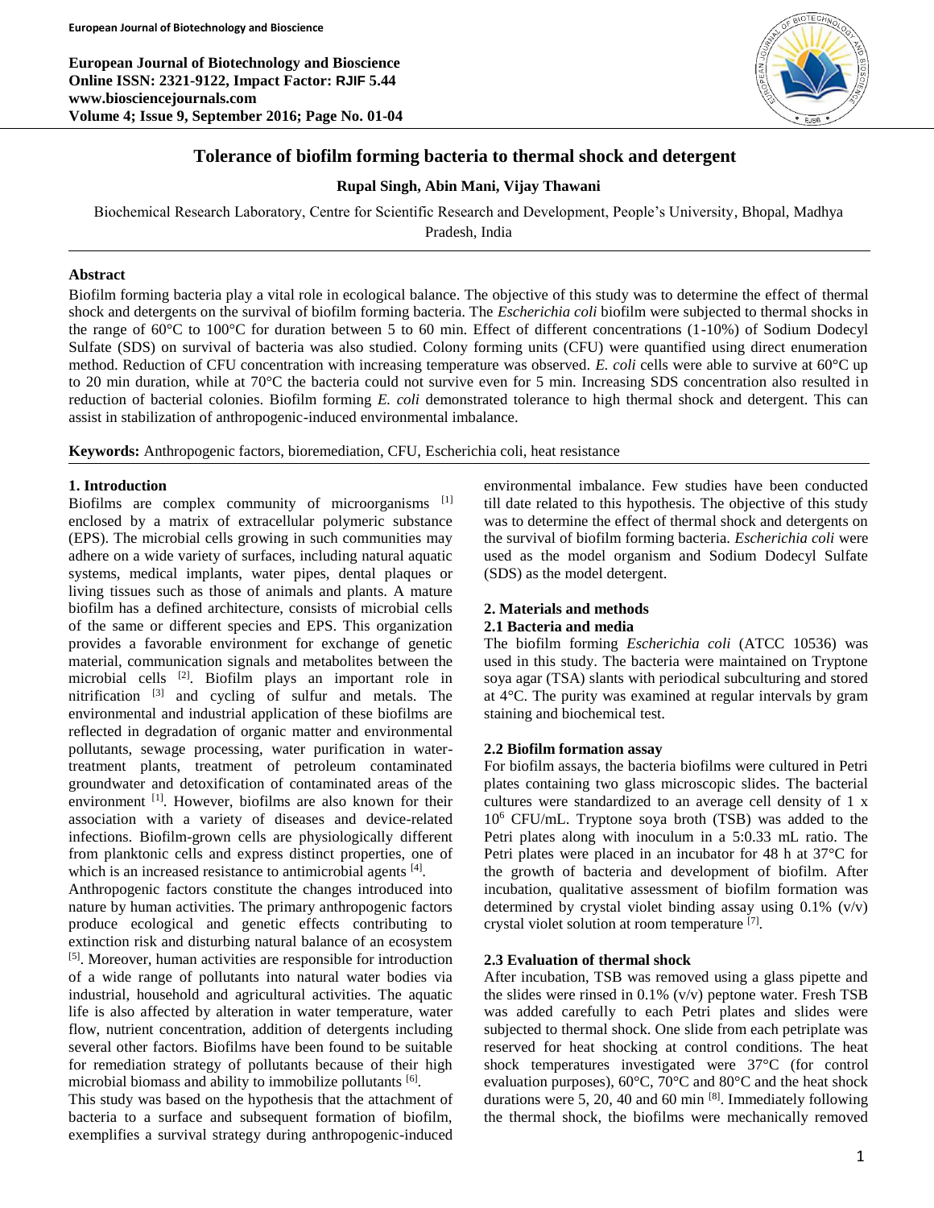# Tolerance of biofilm forming bacteria to thermal shock and detergent

**Rupal Singh, Abin Mani, Vijay Thawani**

Biochemical Research Laboratory, Centre for Scientific Research and Development, People's University, Bhopal, Madhya Pradesh, India

## Abstract

Biofilm forming bacteria play a vital role in ecological balance. The objective of this study was to determine the effect of thermal shock and detergents on the survival of biofilm forming bacteria. The *Escherichia coli* biofilm were subjected to thermal shocks in the range of 60°C to 100°C for duration between 5 to 60 min. Effect of different concentrations (1-10%) of Sodium Dodecyl Sulfate (SDS) on survival of bacteria was also studied. Colony forming units (CFU) were quantified using direct enumeration method. Reduction of CFU concentration with increasing temperature was observed. *E. coli* cells were able to survive at 60°C up to 20 min duration, while at 70°C the bacteria could not survive even for 5 min. Increasing SDS concentration also resulted in reduction of bacterial colonies. Biofilm forming *E. coli* demonstrated tolerance to high thermal shock and detergent. This can assist in stabilization of anthropogenic-induced environmental imbalance.

**Keywords:** Anthropogenic factors, bioremediation, CFU, Escherichia coli, heat resistance

## 1. Introduction

Biofilms are complex community of microorganisms [1] enclosed by a matrix of extracellular polymeric substance (EPS). The microbial cells growing in such communities may adhere on a wide variety of surfaces, including natural aquatic systems, medical implants, water pipes, dental plaques or living tissues such as those of animals and plants. A mature biofilm has a defined architecture, consists of microbial cells of the same or different species and EPS. This organization provides a favorable environment for exchange of genetic material, communication signals and metabolites between the microbial cells [2]. Biofilm plays an important role in nitrification [3] and cycling of sulfur and metals. The environmental and industrial application of these biofilms are reflected in degradation of organic matter and environmental pollutants, sewage processing, water purification in water-treatment plants, treatment of petroleum contaminated groundwater and detoxification of contaminated areas of the environment [1]. However, biofilms are also known for their association with a variety of diseases and device-related infections. Biofilm-grown cells are physiologically different from planktonic cells and express distinct properties, one of which is an increased resistance to antimicrobial agents [4].

Anthropogenic factors constitute the changes introduced into nature by human activities. The primary anthropogenic factors produce ecological and genetic effects contributing to extinction risk and disturbing natural balance of an ecosystem [5]. Moreover, human activities are responsible for introduction of a wide range of pollutants into natural water bodies via industrial, household and agricultural activities. The aquatic life is also affected by alteration in water temperature, water flow, nutrient concentration, addition of detergents including several other factors. Biofilms have been found to be suitable for remediation strategy of pollutants because of their high microbial biomass and ability to immobilize pollutants [6].

This study was based on the hypothesis that the attachment of bacteria to a surface and subsequent formation of biofilm, exemplifies a survival strategy during anthropogenic-induced environmental imbalance. Few studies have been conducted till date related to this hypothesis. The objective of this study was to determine the effect of thermal shock and detergents on the survival of biofilm forming bacteria. *Escherichia coli* were used as the model organism and Sodium Dodecyl Sulfate (SDS) as the model detergent.

## 2. Materials and methods

### 2.1 Bacteria and media

The biofilm forming *Escherichia coli* (ATCC 10536) was used in this study. The bacteria were maintained on Tryptone soya agar (TSA) slants with periodical subculturing and stored at 4°C. The purity was examined at regular intervals by gram staining and biochemical test.

### 2.2 Biofilm formation assay

For biofilm assays, the bacteria biofilms were cultured in Petri plates containing two glass microscopic slides. The bacterial cultures were standardized to an average cell density of 1 x $10^6$ CFU/mL. Tryptone soya broth (TSB) was added to the Petri plates along with inoculum in a 5:0.33 mL ratio. The Petri plates were placed in an incubator for 48 h at 37°C for the growth of bacteria and development of biofilm. After incubation, qualitative assessment of biofilm formation was determined by crystal violet binding assay using 0.1% (v/v) crystal violet solution at room temperature [7].

### 2.3 Evaluation of thermal shock

After incubation, TSB was removed using a glass pipette and the slides were rinsed in 0.1% (v/v) peptone water. Fresh TSB was added carefully to each Petri plates and slides were subjected to thermal shock. One slide from each petriplate was reserved for heat shocking at control conditions. The heat shock temperatures investigated were 37°C (for control evaluation purposes), 60°C, 70°C and 80°C and the heat shock durations were 5, 20, 40 and 60 min [8]. Immediately following the thermal shock, the biofilms were mechanically removed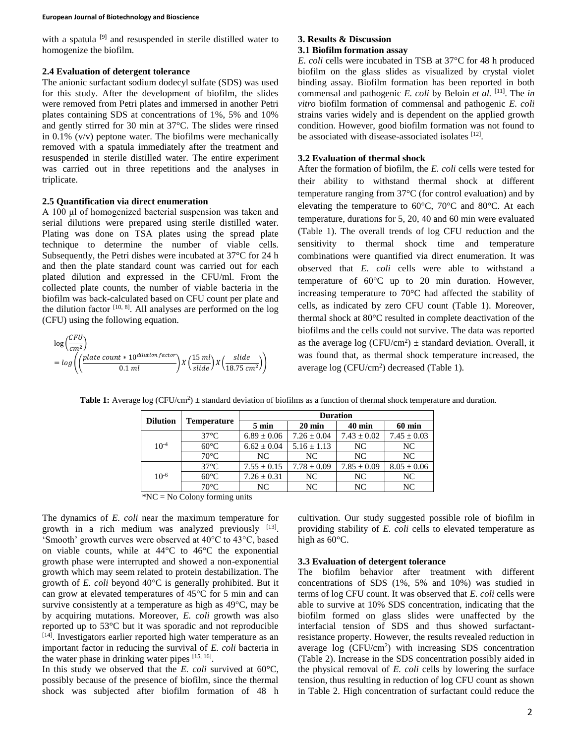with a spatula [9] and resuspended in sterile distilled water to homogenize the biofilm.

### 2.4 Evaluation of detergent tolerance

The anionic surfactant sodium dodecyl sulfate (SDS) was used for this study. After the development of biofilm, the slides were removed from Petri plates and immersed in another Petri plates containing SDS at concentrations of 1%, 5% and 10% and gently stirred for 30 min at 37°C. The slides were rinsed in 0.1% (v/v) peptone water. The biofilms were mechanically removed with a spatula immediately after the treatment and resuspended in sterile distilled water. The entire experiment was carried out in three repetitions and the analyses in triplicate.

### 2.5 Quantification via direct enumeration

A 100 μl of homogenized bacterial suspension was taken and serial dilutions were prepared using sterile distilled water. Plating was done on TSA plates using the spread plate technique to determine the number of viable cells. Subsequently, the Petri dishes were incubated at 37°C for 24 h and then the plate standard count was carried out for each plated dilution and expressed in the CFU/ml. From the collected plate counts, the number of viable bacteria in the biofilm was back-calculated based on CFU count per plate and the dilution factor [10, 8]. All analyses are performed on the log (CFU) using the following equation.

$$\log\left(\frac{CFU}{cm^2}\right) = log\left(\left(\frac{plate\ count * 10^{dilution\ factor}}{0.1\ ml}\right) X \left(\frac{15\ ml}{slide}\right) X \left(\frac{slide}{18.75\ cm^2}\right)\right)$$

## 3. Results & Discussion

### 3.1 Biofilm formation assay

*E. coli* cells were incubated in TSB at 37°C for 48 h produced biofilm on the glass slides as visualized by crystal violet binding assay. Biofilm formation has been reported in both commensal and pathogenic *E. coli* by Beloin *et al.* [11]. The *in vitro* biofilm formation of commensal and pathogenic *E. coli* strains varies widely and is dependent on the applied growth condition. However, good biofilm formation was not found to be associated with disease-associated isolates [12].

### 3.2 Evaluation of thermal shock

After the formation of biofilm, the *E. coli* cells were tested for their ability to withstand thermal shock at different temperature ranging from 37°C (for control evaluation) and by elevating the temperature to 60°C, 70°C and 80°C. At each temperature, durations for 5, 20, 40 and 60 min were evaluated (Table 1). The overall trends of log CFU reduction and the sensitivity to thermal shock time and temperature combinations were quantified via direct enumeration. It was observed that *E. coli* cells were able to withstand a temperature of 60°C up to 20 min duration. However, increasing temperature to 70°C had affected the stability of cells, as indicated by zero CFU count (Table 1). Moreover, thermal shock at 80°C resulted in complete deactivation of the biofilms and the cells could not survive. The data was reported as the average log (CFU/cm$^2$) ± standard deviation. Overall, it was found that, as thermal shock temperature increased, the average log (CFU/cm$^2$) decreased (Table 1).

**Table 1:** Average log (CFU/cm$^2$) ± standard deviation of biofilms as a function of thermal shock temperature and duration.

| Dilution | Temperature | Duration | | | |
|---|---|---|---|---|---|
| | | 5 min | 20 min | 40 min | 60 min |
| $10^{-4}$ | 37°C | 6.89 ± 0.06 | 7.26 ± 0.04 | 7.43 ± 0.02 | 7.45 ± 0.03 |
| | 60°C | 6.62 ± 0.04 | 5.16 ± 1.13 | NC | NC |
| | 70°C | NC | NC | NC | NC |
| $10^{-6}$ | 37°C | 7.55 ± 0.15 | 7.78 ± 0.09 | 7.85 ± 0.09 | 8.05 ± 0.06 |
| | 60°C | 7.26 ± 0.31 | NC | NC | NC |
| | 70°C | NC | NC | NC | NC |

*NC = No Colony forming units

The dynamics of *E. coli* near the maximum temperature for growth in a rich medium was analyzed previously [13]. 'Smooth' growth curves were observed at 40°C to 43°C, based on viable counts, while at 44°C to 46°C the exponential growth phase were interrupted and showed a non-exponential growth which may seem related to protein destabilization. The growth of *E. coli* beyond 40°C is generally prohibited. But it can grow at elevated temperatures of 45°C for 5 min and can survive consistently at a temperature as high as 49°C, may be by acquiring mutations. Moreover, *E. coli* growth was also reported up to 53°C but it was sporadic and not reproducible [14]. Investigators earlier reported high water temperature as an important factor in reducing the survival of *E. coli* bacteria in the water phase in drinking water pipes [15, 16].

In this study we observed that the *E. coli* survived at 60°C, possibly because of the presence of biofilm, since the thermal shock was subjected after biofilm formation of 48 h cultivation. Our study suggested possible role of biofilm in providing stability of *E. coli* cells to elevated temperature as high as 60°C.

### 3.3 Evaluation of detergent tolerance

The biofilm behavior after treatment with different concentrations of SDS (1%, 5% and 10%) was studied in terms of log CFU count. It was observed that *E. coli* cells were able to survive at 10% SDS concentration, indicating that the biofilm formed on glass slides were unaffected by the interfacial tension of SDS and thus showed surfactant-resistance property. However, the results revealed reduction in average log (CFU/cm$^2$) with increasing SDS concentration (Table 2). Increase in the SDS concentration possibly aided in the physical removal of *E. coli* cells by lowering the surface tension, thus resulting in reduction of log CFU count as shown in Table 2. High concentration of surfactant could reduce the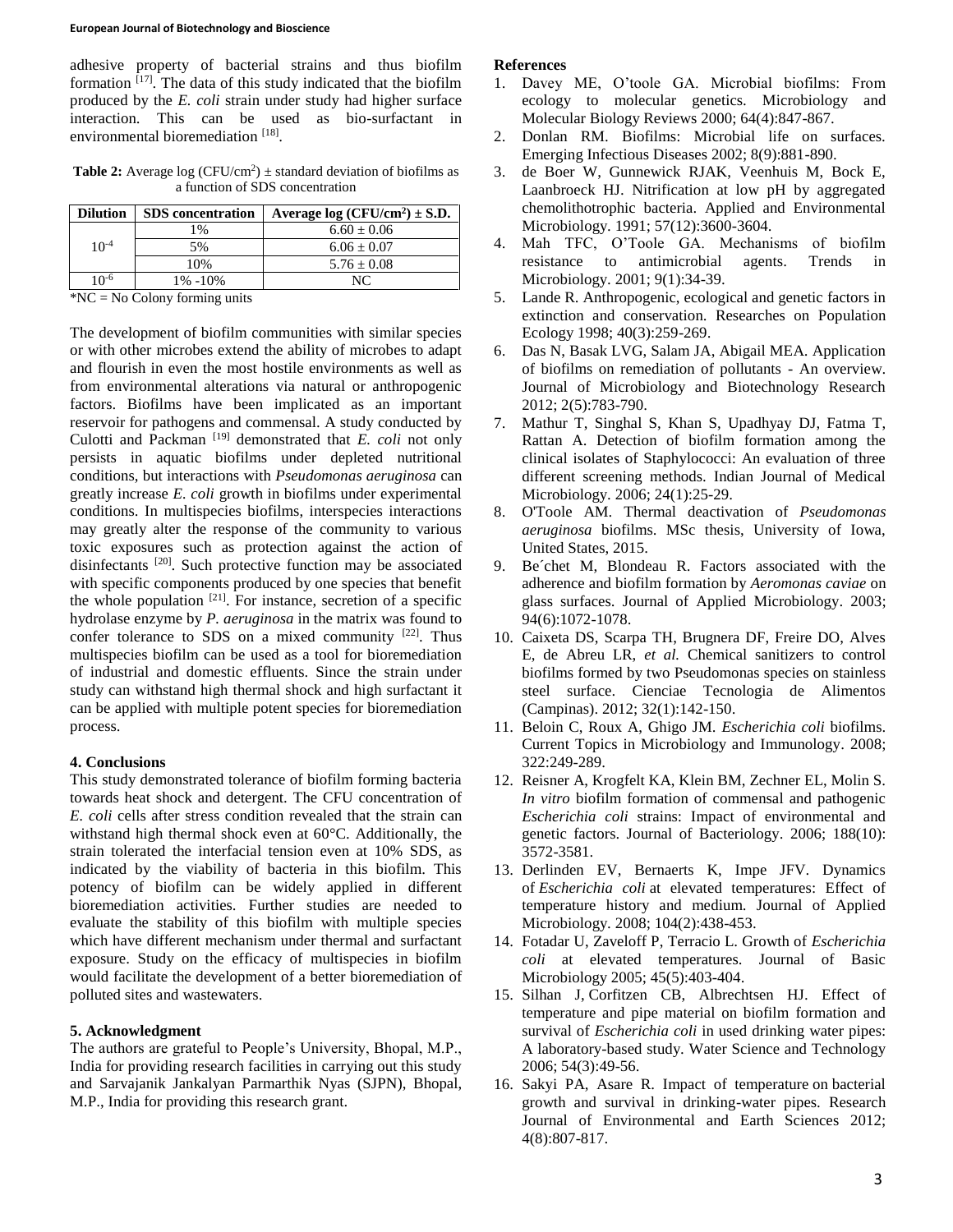adhesive property of bacterial strains and thus biofilm formation [17]. The data of this study indicated that the biofilm produced by the *E. coli* strain under study had higher surface interaction. This can be used as bio-surfactant in environmental bioremediation [18].

**Table 2:** Average log (CFU/cm$^2$) ± standard deviation of biofilms as a function of SDS concentration

| Dilution | SDS concentration | Average log (CFU/cm$^2$) ± S.D. |
|---|---|---|
| $10^{-4}$ | 1% | 6.60 ± 0.06 |
| | 5% | 6.06 ± 0.07 |
| | 10% | 5.76 ± 0.08 |
| $10^{-6}$ | 1% -10% | NC |

*NC = No Colony forming units

The development of biofilm communities with similar species or with other microbes extend the ability of microbes to adapt and flourish in even the most hostile environments as well as from environmental alterations via natural or anthropogenic factors. Biofilms have been implicated as an important reservoir for pathogens and commensal. A study conducted by Culotti and Packman [19] demonstrated that *E. coli* not only persists in aquatic biofilms under depleted nutritional conditions, but interactions with *Pseudomonas aeruginosa* can greatly increase *E. coli* growth in biofilms under experimental conditions. In multispecies biofilms, interspecies interactions may greatly alter the response of the community to various toxic exposures such as protection against the action of disinfectants [20]. Such protective function may be associated with specific components produced by one species that benefit the whole population [21]. For instance, secretion of a specific hydrolase enzyme by *P. aeruginosa* in the matrix was found to confer tolerance to SDS on a mixed community [22]. Thus multispecies biofilm can be used as a tool for bioremediation of industrial and domestic effluents. Since the strain under study can withstand high thermal shock and high surfactant it can be applied with multiple potent species for bioremediation process.

## 4. Conclusions

This study demonstrated tolerance of biofilm forming bacteria towards heat shock and detergent. The CFU concentration of *E. coli* cells after stress condition revealed that the strain can withstand high thermal shock even at 60°C. Additionally, the strain tolerated the interfacial tension even at 10% SDS, as indicated by the viability of bacteria in this biofilm. This potency of biofilm can be widely applied in different bioremediation activities. Further studies are needed to evaluate the stability of this biofilm with multiple species which have different mechanism under thermal and surfactant exposure. Study on the efficacy of multispecies in biofilm would facilitate the development of a better bioremediation of polluted sites and wastewaters.

## 5. Acknowledgment

The authors are grateful to People's University, Bhopal, M.P., India for providing research facilities in carrying out this study and Sarvajanik Jankalyan Parmarthik Nyas (SJPN), Bhopal, M.P., India for providing this research grant.

## References

1. Davey ME, O'toole GA. Microbial biofilms: From ecology to molecular genetics. Microbiology and Molecular Biology Reviews 2000; 64(4):847-867.
2. Donlan RM. Biofilms: Microbial life on surfaces. Emerging Infectious Diseases 2002; 8(9):881-890.
3. de Boer W, Gunnewick RJAK, Veenhuis M, Bock E, Laanbroeck HJ. Nitrification at low pH by aggregated chemolithotrophic bacteria. Applied and Environmental Microbiology. 1991; 57(12):3600-3604.
4. Mah TFC, O'Toole GA. Mechanisms of biofilm resistance to antimicrobial agents. Trends in Microbiology. 2001; 9(1):34-39.
5. Lande R. Anthropogenic, ecological and genetic factors in extinction and conservation. Researches on Population Ecology 1998; 40(3):259-269.
6. Das N, Basak LVG, Salam JA, Abigail MEA. Application of biofilms on remediation of pollutants - An overview. Journal of Microbiology and Biotechnology Research 2012; 2(5):783-790.
7. Mathur T, Singhal S, Khan S, Upadhyay DJ, Fatma T, Rattan A. Detection of biofilm formation among the clinical isolates of Staphylococci: An evaluation of three different screening methods. Indian Journal of Medical Microbiology. 2006; 24(1):25-29.
8. O'Toole AM. Thermal deactivation of *Pseudomonas aeruginosa* biofilms. MSc thesis, University of Iowa, United States, 2015.
9. Be´chet M, Blondeau R. Factors associated with the adherence and biofilm formation by *Aeromonas caviae* on glass surfaces. Journal of Applied Microbiology. 2003; 94(6):1072-1078.
10. Caixeta DS, Scarpa TH, Brugnera DF, Freire DO, Alves E, de Abreu LR, *et al.* Chemical sanitizers to control biofilms formed by two Pseudomonas species on stainless steel surface. Cienciae Tecnologia de Alimentos (Campinas). 2012; 32(1):142-150.
11. Beloin C, Roux A, Ghigo JM. *Escherichia coli* biofilms. Current Topics in Microbiology and Immunology. 2008; 322:249-289.
12. Reisner A, Krogfelt KA, Klein BM, Zechner EL, Molin S. *In vitro* biofilm formation of commensal and pathogenic *Escherichia coli* strains: Impact of environmental and genetic factors. Journal of Bacteriology. 2006; 188(10): 3572-3581.
13. Derlinden EV, Bernaerts K, Impe JFV. Dynamics of *Escherichia coli* at elevated temperatures: Effect of temperature history and medium. Journal of Applied Microbiology. 2008; 104(2):438-453.
14. Fotadar U, Zaveloff P, Terracio L. Growth of *Escherichia coli* at elevated temperatures. Journal of Basic Microbiology 2005; 45(5):403-404.
15. Silhan J, Corfitzen CB, Albrechtsen HJ. Effect of temperature and pipe material on biofilm formation and survival of *Escherichia coli* in used drinking water pipes: A laboratory-based study. Water Science and Technology 2006; 54(3):49-56.
16. Sakyi PA, Asare R. Impact of temperature on bacterial growth and survival in drinking-water pipes. Research Journal of Environmental and Earth Sciences 2012; 4(8):807-817.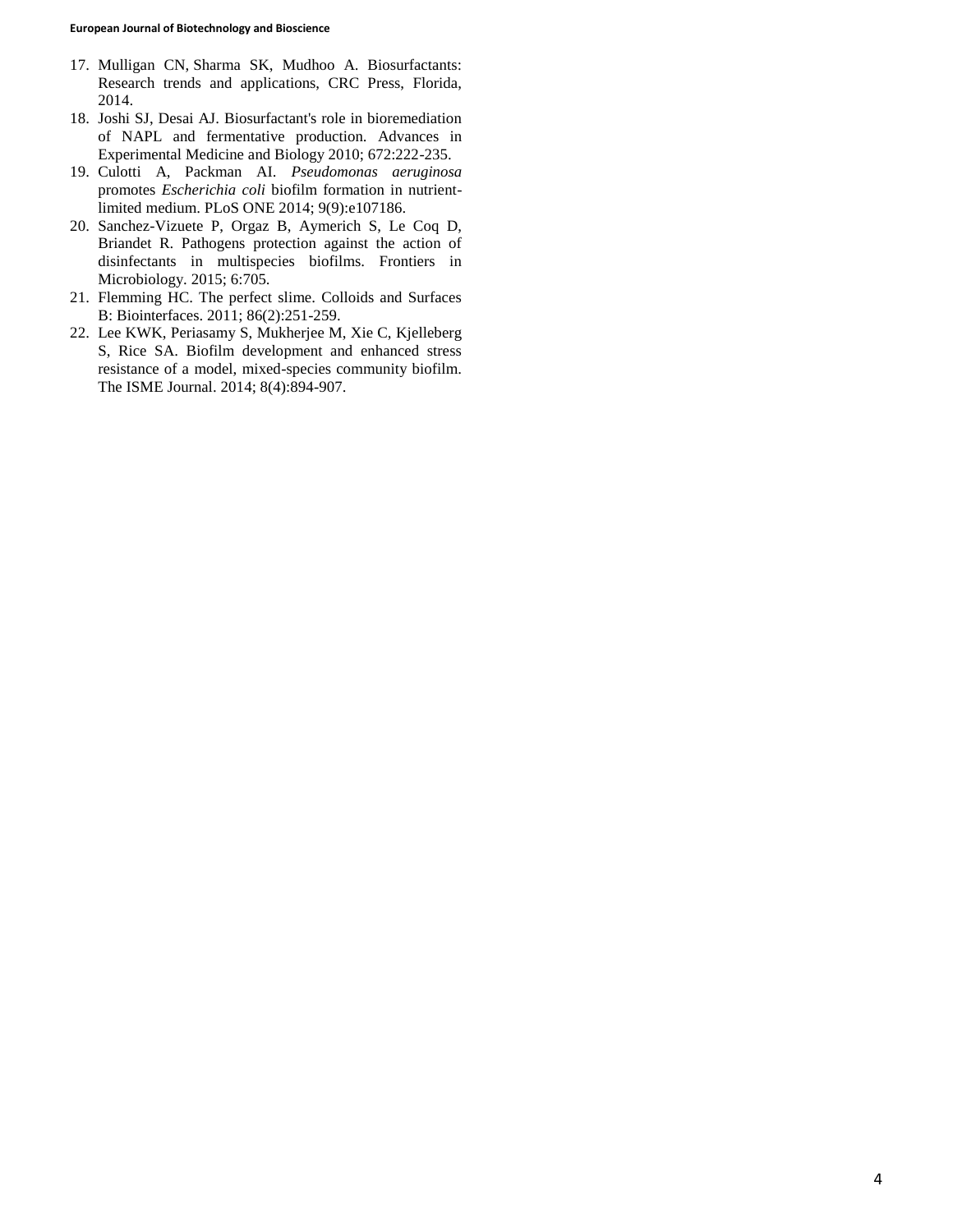17. Mulligan CN, Sharma SK, Mudhoo A. Biosurfactants: Research trends and applications, CRC Press, Florida, 2014.
18. Joshi SJ, Desai AJ. Biosurfactant's role in bioremediation of NAPL and fermentative production. Advances in Experimental Medicine and Biology 2010; 672:222-235.
19. Culotti A, Packman AI. *Pseudomonas aeruginosa* promotes *Escherichia coli* biofilm formation in nutrient-limited medium. PLoS ONE 2014; 9(9):e107186.
20. Sanchez-Vizuete P, Orgaz B, Aymerich S, Le Coq D, Briandet R. Pathogens protection against the action of disinfectants in multispecies biofilms. Frontiers in Microbiology. 2015; 6:705.
21. Flemming HC. The perfect slime. Colloids and Surfaces B: Biointerfaces. 2011; 86(2):251-259.
22. Lee KWK, Periasamy S, Mukherjee M, Xie C, Kjelleberg S, Rice SA. Biofilm development and enhanced stress resistance of a model, mixed-species community biofilm. The ISME Journal. 2014; 8(4):894-907.